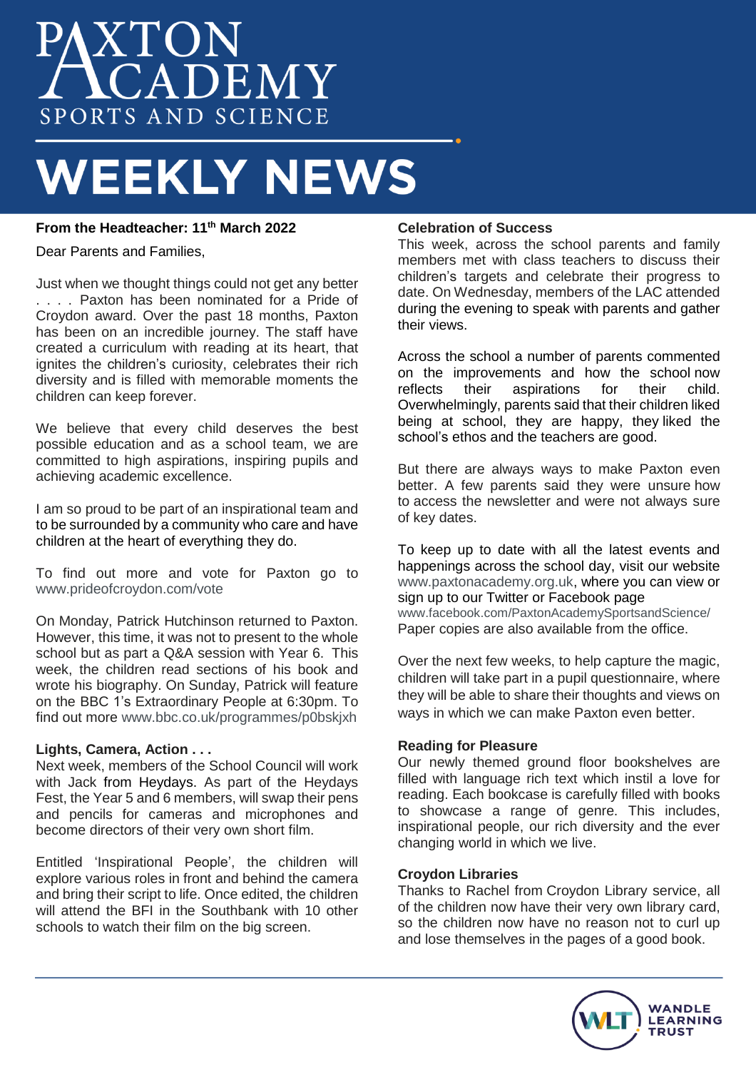# PAXTON ACADEMY

SPORTS AND SCIENCE

# WEEKLY NEWS

**From the Headteacher: 11th March 2022**

Dear Parents and Families,

Just when we thought things could not get any better . . . . Paxton has been nominated for a Pride of Croydon award. Over the past 18 months, Paxton has been on an incredible journey. The staff have created a curriculum with reading at its heart, that ignites the children's curiosity, celebrates their rich diversity and is filled with memorable moments the children can keep forever.

We believe that every child deserves the best possible education and as a school team, we are committed to high aspirations, inspiring pupils and achieving academic excellence.

I am so proud to be part of an inspirational team and to be surrounded by a community who care and have children at the heart of everything they do.

To find out more and vote for Paxton go to www.prideofcroydon.com/vote

On Monday, Patrick Hutchinson returned to Paxton. However, this time, it was not to present to the whole school but as part a Q&A session with Year 6. This week, the children read sections of his book and wrote his biography. On Sunday, Patrick will feature on the BBC 1's Extraordinary People at 6:30pm. To find out more www.bbc.co.uk/programmes/p0bskjxh

**Lights, Camera, Action . . .**

Next week, members of the School Council will work with Jack from Heydays. As part of the Heydays Fest, the Year 5 and 6 members, will swap their pens and pencils for cameras and microphones and become directors of their very own short film.

Entitled 'Inspirational People', the children will explore various roles in front and behind the camera and bring their script to life. Once edited, the children will attend the BFI in the Southbank with 10 other schools to watch their film on the big screen.

**Celebration of Success**

This week, across the school parents and family members met with class teachers to discuss their children's targets and celebrate their progress to date. On Wednesday, members of the LAC attended during the evening to speak with parents and gather their views.

Across the school a number of parents commented on the improvements and how the school now reflects their aspirations for their child. Overwhelmingly, parents said that their children liked being at school, they are happy, they liked the school's ethos and the teachers are good.

But there are always ways to make Paxton even better. A few parents said they were unsure how to access the newsletter and were not always sure of key dates.

To keep up to date with all the latest events and happenings across the school day, visit our website www.paxtonacademy.org.uk, where you can view or sign up to our Twitter or Facebook page www.facebook.com/PaxtonAcademySportsandScience/ Paper copies are also available from the office.

Over the next few weeks, to help capture the magic, children will take part in a pupil questionnaire, where they will be able to share their thoughts and views on ways in which we can make Paxton even better.

**Reading for Pleasure**

Our newly themed ground floor bookshelves are filled with language rich text which instil a love for reading. Each bookcase is carefully filled with books to showcase a range of genre. This includes, inspirational people, our rich diversity and the ever changing world in which we live.

**Croydon Libraries**

Thanks to Rachel from Croydon Library service, all of the children now have their very own library card, so the children now have no reason not to curl up and lose themselves in the pages of a good book.

WANDLE LEARNING TRUST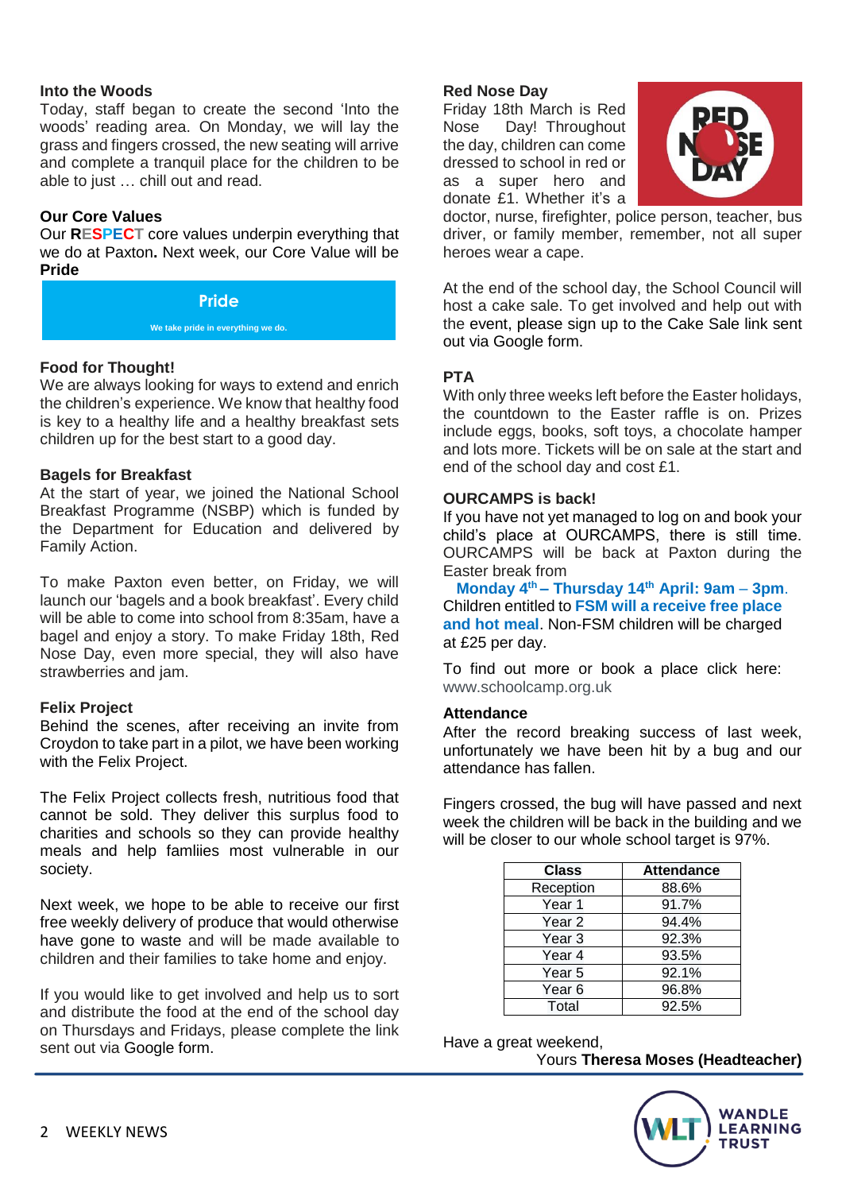### Into the Woods

Today, staff began to create the second 'Into the woods' reading area. On Monday, we will lay the grass and fingers crossed, the new seating will arrive and complete a tranquil place for the children to be able to just … chill out and read.

### Our Core Values

Our **RESPECT** core values underpin everything that we do at Paxton**.** Next week, our Core Value will be **Pride**

**Pride**

We take pride in everything we do.

### Food for Thought!

We are always looking for ways to extend and enrich the children's experience. We know that healthy food is key to a healthy life and a healthy breakfast sets children up for the best start to a good day.

### Bagels for Breakfast

At the start of year, we joined the National School Breakfast Programme (NSBP) which is funded by the Department for Education and delivered by Family Action.

To make Paxton even better, on Friday, we will launch our 'bagels and a book breakfast'. Every child will be able to come into school from 8:35am, have a bagel and enjoy a story. To make Friday 18th, Red Nose Day, even more special, they will also have strawberries and jam.

### Felix Project

Behind the scenes, after receiving an invite from Croydon to take part in a pilot, we have been working with the Felix Project.

The Felix Project collects fresh, nutritious food that cannot be sold. They deliver this surplus food to charities and schools so they can provide healthy meals and help famliies most vulnerable in our society.

Next week, we hope to be able to receive our first free weekly delivery of produce that would otherwise have gone to waste and will be made available to children and their families to take home and enjoy.

If you would like to get involved and help us to sort and distribute the food at the end of the school day on Thursdays and Fridays, please complete the link sent out via Google form.

### Red Nose Day

Friday 18th March is Red Nose Day! Throughout the day, children can come dressed to school in red or as a super hero and donate £1. Whether it's a doctor, nurse, firefighter, police person, teacher, bus driver, or family member, remember, not all super heroes wear a cape.

At the end of the school day, the School Council will host a cake sale. To get involved and help out with the event, please sign up to the Cake Sale link sent out via Google form.

### PTA

With only three weeks left before the Easter holidays, the countdown to the Easter raffle is on. Prizes include eggs, books, soft toys, a chocolate hamper and lots more. Tickets will be on sale at the start and end of the school day and cost £1.

### OURCAMPS is back!

If you have not yet managed to log on and book your child's place at OURCAMPS, there is still time. OURCAMPS will be back at Paxton during the Easter break from

**Monday 4th – Thursday 14th April: 9am – 3pm**. Children entitled to **FSM will a receive free place and hot meal**. Non-FSM children will be charged at £25 per day.

To find out more or book a place click here: www.schoolcamp.org.uk

### Attendance

After the record breaking success of last week, unfortunately we have been hit by a bug and our attendance has fallen.

Fingers crossed, the bug will have passed and next week the children will be back in the building and we will be closer to our whole school target is 97%.

| Class | Attendance |
|---|---|
| Reception | 88.6% |
| Year 1 | 91.7% |
| Year 2 | 94.4% |
| Year 3 | 92.3% |
| Year 4 | 93.5% |
| Year 5 | 92.1% |
| Year 6 | 96.8% |
| Total | 92.5% |

Have a great weekend,

Yours **Theresa Moses (Headteacher)**